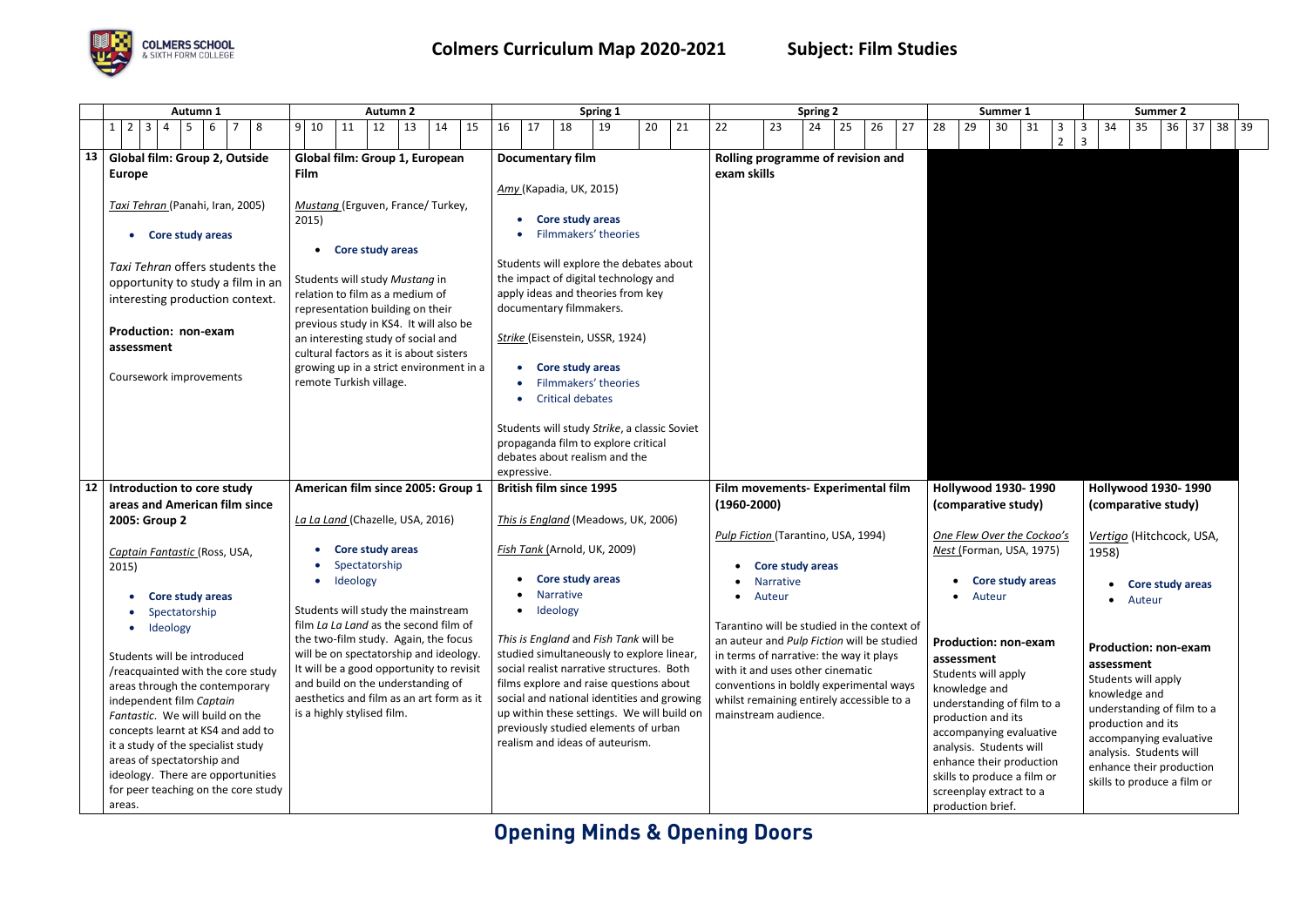# Colmers Curriculum Map 2020-2021 Subject: Film Studies

| | Autumn 1 (Weeks 1–8) | Autumn 2 (Weeks 9–15) | Spring 1 (Weeks 16–21) | Spring 2 (Weeks 22–27) | Summer 1 (Weeks 28–32) | Summer 2 (Weeks 33–39) |
|---|---|---|---|---|---|---|
| **13** | **Global film: Group 2, Outside Europe**<br><br>*Taxi Tehran* (Panahi, Iran, 2005)<br><br>• **Core study areas**<br><br>*Taxi Tehran* offers students the opportunity to study a film in an interesting production context.<br><br>**Production: non-exam assessment**<br><br>Coursework improvements | **Global film: Group 1, European Film**<br><br>*Mustang* (Erguven, France/ Turkey, 2015)<br><br>• **Core study areas**<br><br>Students will study *Mustang* in relation to film as a medium of representation building on their previous study in KS4. It will also be an interesting study of social and cultural factors as it is about sisters growing up in a strict environment in a remote Turkish village. | **Documentary film**<br><br>*Amy* (Kapadia, UK, 2015)<br><br>• **Core study areas**<br>• Filmmakers' theories<br><br>Students will explore the debates about the impact of digital technology and apply ideas and theories from key documentary filmmakers.<br><br>*Strike* (Eisenstein, USSR, 1924)<br><br>• **Core study areas**<br>• Filmmakers' theories<br>• Critical debates<br><br>Students will study *Strike*, a classic Soviet propaganda film to explore critical debates about realism and the expressive. | **Rolling programme of revision and exam skills** | | |
| **12** | **Introduction to core study areas and American film since 2005: Group 2**<br><br>*Captain Fantastic* (Ross, USA, 2015)<br><br>• **Core study areas**<br>• Spectatorship<br>• Ideology<br><br>Students will be introduced /reacquainted with the core study areas through the contemporary independent film *Captain Fantastic*. We will build on the concepts learnt at KS4 and add to it a study of the specialist study areas of spectatorship and ideology. There are opportunities for peer teaching on the core study areas. | **American film since 2005: Group 1**<br><br>*La La Land* (Chazelle, USA, 2016)<br><br>• **Core study areas**<br>• Spectatorship<br>• Ideology<br><br>Students will study the mainstream film *La La Land* as the second film of the two-film study. Again, the focus will be on spectatorship and ideology. It will be a good opportunity to revisit and build on the understanding of aesthetics and film as an art form as it is a highly stylised film. | **British film since 1995**<br><br>*This is England* (Meadows, UK, 2006)<br><br>*Fish Tank* (Arnold, UK, 2009)<br><br>• **Core study areas**<br>• Narrative<br>• Ideology<br><br>*This is England* and *Fish Tank* will be studied simultaneously to explore linear, social realist narrative structures. Both films explore and raise questions about social and national identities and growing up within these settings. We will build on previously studied elements of urban realism and ideas of auteurism. | **Film movements- Experimental film (1960-2000)**<br><br>*Pulp Fiction* (Tarantino, USA, 1994)<br><br>• **Core study areas**<br>• Narrative<br>• Auteur<br><br>Tarantino will be studied in the context of an auteur and *Pulp Fiction* will be studied in terms of narrative: the way it plays with it and uses other cinematic conventions in boldly experimental ways whilst remaining entirely accessible to a mainstream audience. | **Hollywood 1930- 1990 (comparative study)**<br><br>*One Flew Over the Cockoo's Nest* (Forman, USA, 1975)<br><br>• **Core study areas**<br>• Auteur<br><br>**Production: non-exam assessment**<br>Students will apply knowledge and understanding of film to a production and its accompanying evaluative analysis. Students will enhance their production skills to produce a film or screenplay extract to a production brief. | **Hollywood 1930- 1990 (comparative study)**<br><br>*Vertigo* (Hitchcock, USA, 1958)<br><br>• **Core study areas**<br>• Auteur<br><br>**Production: non-exam assessment**<br>Students will apply knowledge and understanding of film to a production and its accompanying evaluative analysis. Students will enhance their production skills to produce a film or |

**Opening Minds & Opening Doors**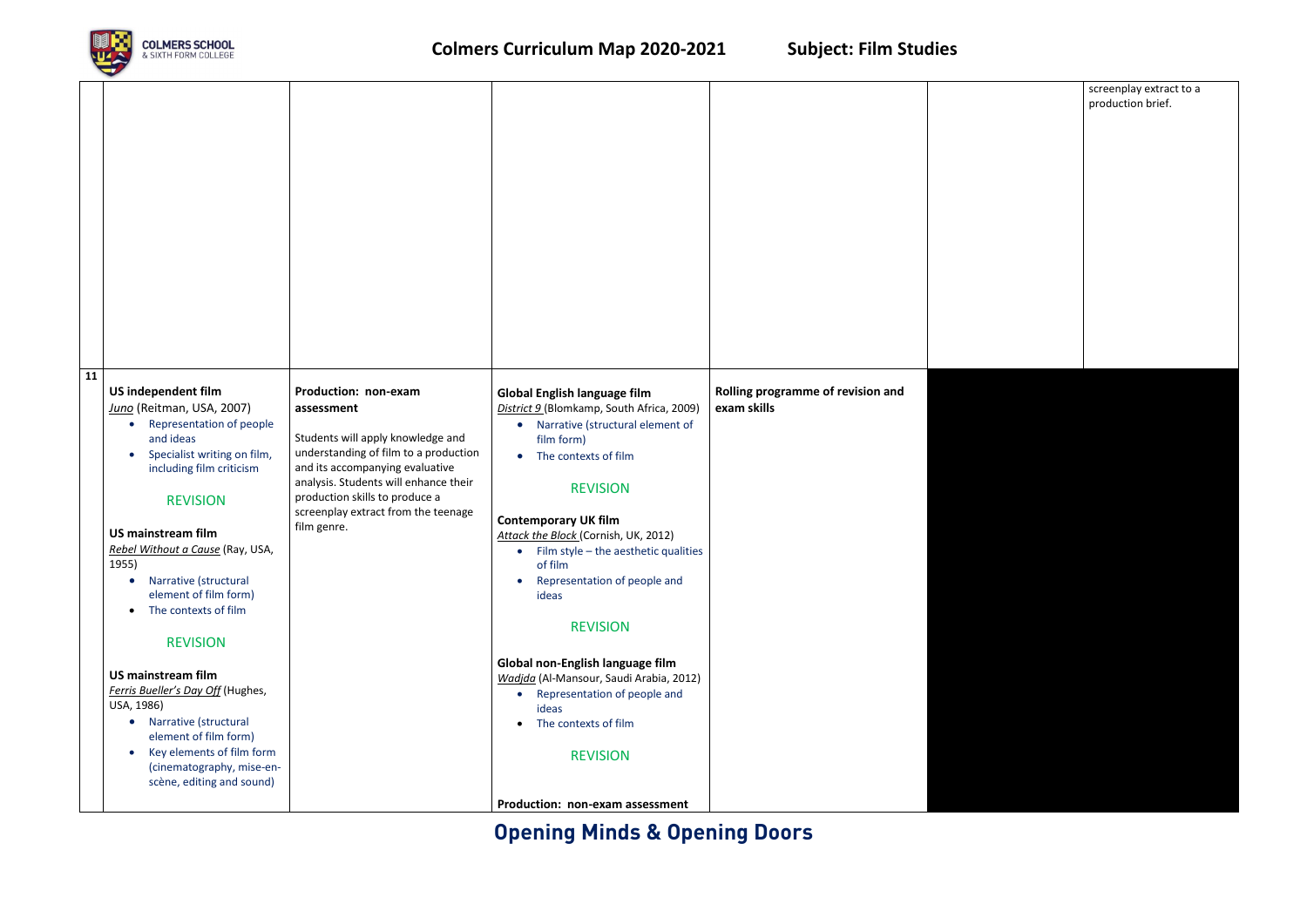| | | | | | | |
|---|---|---|---|---|---|---|
| | | | | | | screenplay extract to a production brief. |
| **11** | **US independent film**<br>*Juno* (Reitman, USA, 2007)<br>• Representation of people and ideas<br>• Specialist writing on film, including film criticism<br><br>REVISION<br><br>**US mainstream film**<br>*Rebel Without a Cause* (Ray, USA, 1955)<br>• Narrative (structural element of film form)<br>• The contexts of film<br><br>REVISION<br><br>**US mainstream film**<br>*Ferris Bueller's Day Off* (Hughes, USA, 1986)<br>• Narrative (structural element of film form)<br>• Key elements of film form (cinematography, mise-en-scène, editing and sound) | **Production: non-exam assessment**<br><br>Students will apply knowledge and understanding of film to a production and its accompanying evaluative analysis. Students will enhance their production skills to produce a screenplay extract from the teenage film genre. | **Global English language film**<br>*District 9* (Blomkamp, South Africa, 2009)<br>• Narrative (structural element of film form)<br>• The contexts of film<br><br>REVISION<br><br>**Contemporary UK film**<br>*Attack the Block* (Cornish, UK, 2012)<br>• Film style – the aesthetic qualities of film<br>• Representation of people and ideas<br><br>REVISION<br><br>**Global non-English language film**<br>*Wadjda* (Al-Mansour, Saudi Arabia, 2012)<br>• Representation of people and ideas<br>• The contexts of film<br><br>REVISION<br><br>**Production: non-exam assessment** | **Rolling programme of revision and exam skills** | | |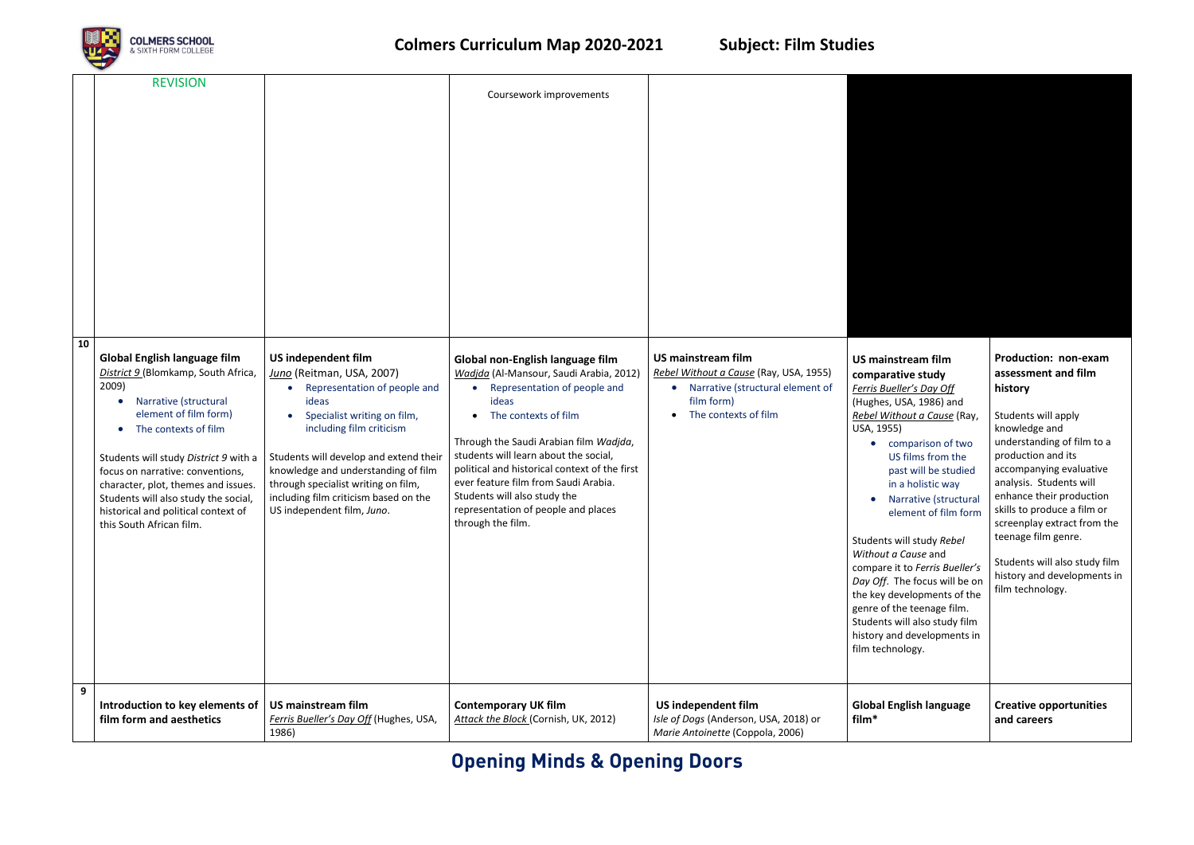| | | | | | | |
|---|---|---|---|---|---|---|
| | REVISION | | Coursework improvements | | | |
| 10 | **Global English language film** <br> *District 9* (Blomkamp, South Africa, 2009) <br> • Narrative (structural element of film form) <br> • The contexts of film <br><br> Students will study *District 9* with a focus on narrative: conventions, character, plot, themes and issues. Students will also study the social, historical and political context of this South African film. | **US independent film** <br> *Juno* (Reitman, USA, 2007) <br> • Representation of people and ideas <br> • Specialist writing on film, including film criticism <br><br> Students will develop and extend their knowledge and understanding of film through specialist writing on film, including film criticism based on the US independent film, *Juno*. | **Global non-English language film** <br> *Wadjda* (Al-Mansour, Saudi Arabia, 2012) <br> • Representation of people and ideas <br> • The contexts of film <br><br> Through the Saudi Arabian film *Wadjda*, students will learn about the social, political and historical context of the first ever feature film from Saudi Arabia. Students will also study the representation of people and places through the film. | **US mainstream film** <br> *Rebel Without a Cause* (Ray, USA, 1955) <br> • Narrative (structural element of film form) <br> • The contexts of film | **US mainstream film comparative study** <br> *Ferris Bueller's Day Off* (Hughes, USA, 1986) and *Rebel Without a Cause* (Ray, USA, 1955) <br> • comparison of two US films from the past will be studied in a holistic way <br> • Narrative (structural element of film form <br><br> Students will study *Rebel Without a Cause* and compare it to *Ferris Bueller's Day Off*. The focus will be on the key developments of the genre of the teenage film. Students will also study film history and developments in film technology. | **Production: non-exam assessment and film history** <br><br> Students will apply knowledge and understanding of film to a production and its accompanying evaluative analysis. Students will enhance their production skills to produce a film or screenplay extract from the teenage film genre. <br><br> Students will also study film history and developments in film technology. |
| 9 | **Introduction to key elements of film form and aesthetics** | **US mainstream film** <br> *Ferris Bueller's Day Off* (Hughes, USA, 1986) | **Contemporary UK film** <br> *Attack the Block* (Cornish, UK, 2012) | **US independent film** <br> *Isle of Dogs* (Anderson, USA, 2018) or *Marie Antoinette* (Coppola, 2006) | **Global English language film*** | **Creative opportunities and careers** |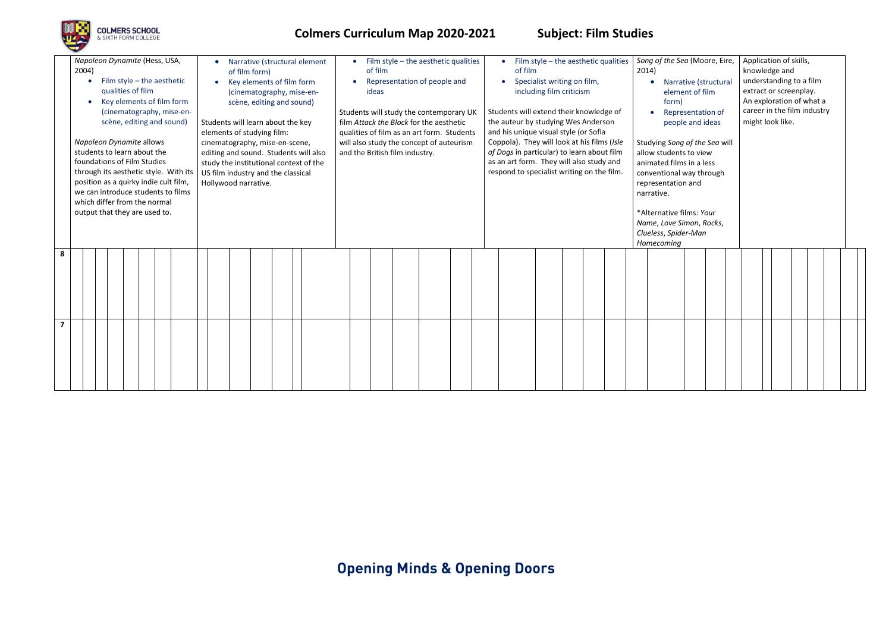# Colmers Curriculum Map 2020-2021 Subject: Film Studies

| | | | | | | |
|---|---|---|---|---|---|---|
| | *Napoleon Dynamite* (Hess, USA, 2004)<br>• Film style – the aesthetic qualities of film<br>• Key elements of film form (cinematography, mise-en-scène, editing and sound)<br><br>*Napoleon Dynamite* allows students to learn about the foundations of Film Studies through its aesthetic style. With its position as a quirky indie cult film, we can introduce students to films which differ from the normal output that they are used to. | • Narrative (structural element of film form)<br>• Key elements of film form (cinematography, mise-en-scène, editing and sound)<br><br>Students will learn about the key elements of studying film: cinematography, mise-en-scene, editing and sound. Students will also study the institutional context of the US film industry and the classical Hollywood narrative. | • Film style – the aesthetic qualities of film<br>• Representation of people and ideas<br><br>Students will study the contemporary UK film *Attack the Block* for the aesthetic qualities of film as an art form. Students will also study the concept of auteurism and the British film industry. | • Film style – the aesthetic qualities of film<br>• Specialist writing on film, including film criticism<br><br>Students will extend their knowledge of the auteur by studying Wes Anderson and his unique visual style (or Sofia Coppola). They will look at his films (*Isle of Dogs* in particular) to learn about film as an art form. They will also study and respond to specialist writing on the film. | *Song of the Sea* (Moore, Eire, 2014)<br>• Narrative (structural element of film form)<br>• Representation of people and ideas<br><br>Studying *Song of the Sea* will allow students to view animated films in a less conventional way through representation and narrative.<br><br>*Alternative films: *Your Name*, *Love Simon*, *Rocks*, *Clueless*, *Spider-Man Homecoming* | Application of skills, knowledge and understanding to a film extract or screenplay. An exploration of what a career in the film industry might look like. |
| **8** | | | | | | |
| **7** | | | | | | |

**Opening Minds & Opening Doors**